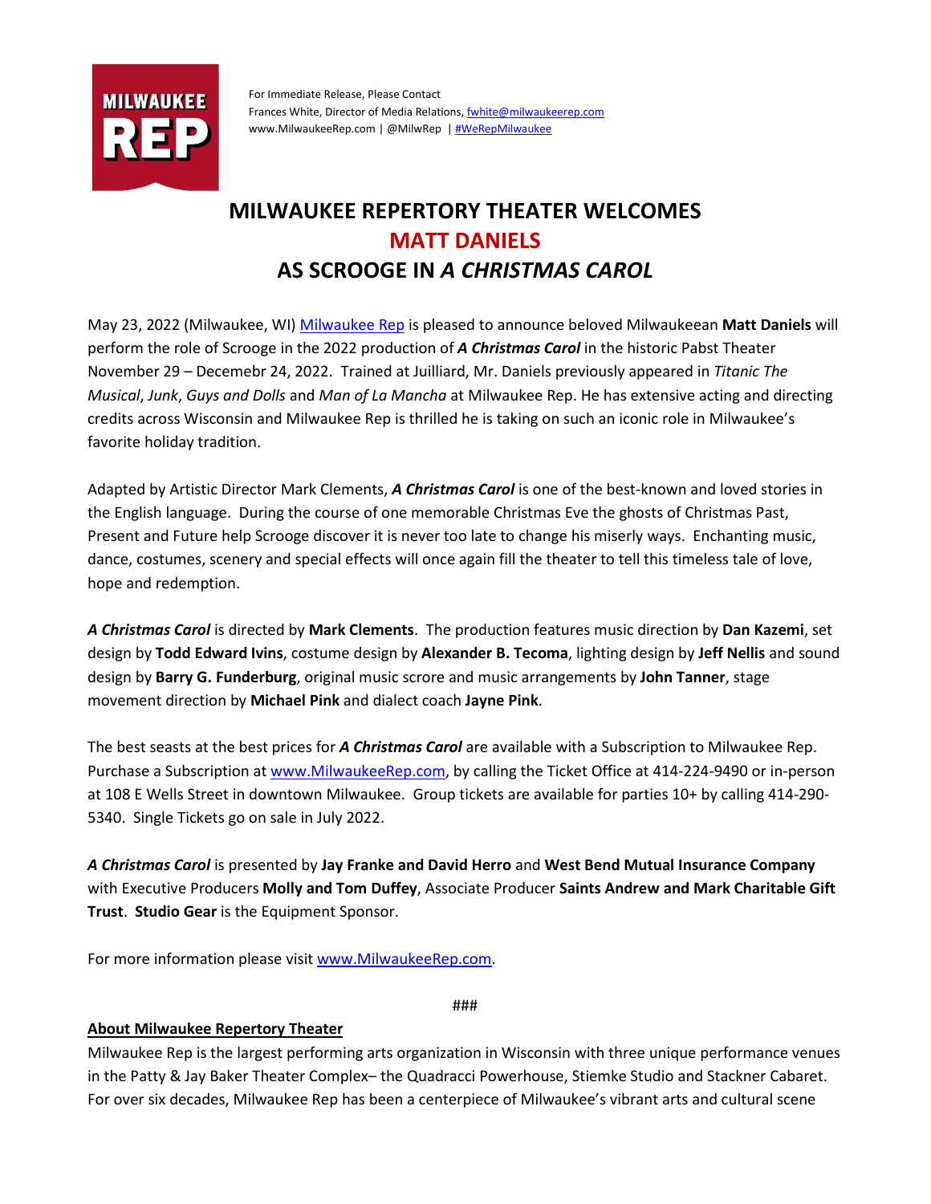MILWAUKEE REP

For Immediate Release, Please Contact
Frances White, Director of Media Relations, [fwhite@milwaukeerep.com](mailto:fwhite@milwaukeerep.com)
www.MilwaukeeRep.com | @MilwRep | #WeRepMilwaukee

# MILWAUKEE REPERTORY THEATER WELCOMES MATT DANIELS AS SCROOGE IN *A CHRISTMAS CAROL*

May 23, 2022 (Milwaukee, WI) Milwaukee Rep is pleased to announce beloved Milwaukeean **Matt Daniels** will perform the role of Scrooge in the 2022 production of ***A Christmas Carol*** in the historic Pabst Theater November 29 – Decemebr 24, 2022. Trained at Juilliard, Mr. Daniels previously appeared in *Titanic The Musical*, *Junk*, *Guys and Dolls* and *Man of La Mancha* at Milwaukee Rep. He has extensive acting and directing credits across Wisconsin and Milwaukee Rep is thrilled he is taking on such an iconic role in Milwaukee's favorite holiday tradition.

Adapted by Artistic Director Mark Clements, ***A Christmas Carol*** is one of the best-known and loved stories in the English language. During the course of one memorable Christmas Eve the ghosts of Christmas Past, Present and Future help Scrooge discover it is never too late to change his miserly ways. Enchanting music, dance, costumes, scenery and special effects will once again fill the theater to tell this timeless tale of love, hope and redemption.

***A Christmas Carol*** is directed by **Mark Clements**. The production features music direction by **Dan Kazemi**, set design by **Todd Edward Ivins**, costume design by **Alexander B. Tecoma**, lighting design by **Jeff Nellis** and sound design by **Barry G. Funderburg**, original music scrore and music arrangements by **John Tanner**, stage movement direction by **Michael Pink** and dialect coach **Jayne Pink**.

The best seasts at the best prices for ***A Christmas Carol*** are available with a Subscription to Milwaukee Rep. Purchase a Subscription at www.MilwaukeeRep.com, by calling the Ticket Office at 414-224-9490 or in-person at 108 E Wells Street in downtown Milwaukee. Group tickets are available for parties 10+ by calling 414-290-5340. Single Tickets go on sale in July 2022.

***A Christmas Carol*** is presented by **Jay Franke and David Herro** and **West Bend Mutual Insurance Company** with Executive Producers **Molly and Tom Duffey**, Associate Producer **Saints Andrew and Mark Charitable Gift Trust**. **Studio Gear** is the Equipment Sponsor.

For more information please visit www.MilwaukeeRep.com.

###

## About Milwaukee Repertory Theater

Milwaukee Rep is the largest performing arts organization in Wisconsin with three unique performance venues in the Patty & Jay Baker Theater Complex– the Quadracci Powerhouse, Stiemke Studio and Stackner Cabaret. For over six decades, Milwaukee Rep has been a centerpiece of Milwaukee's vibrant arts and cultural scene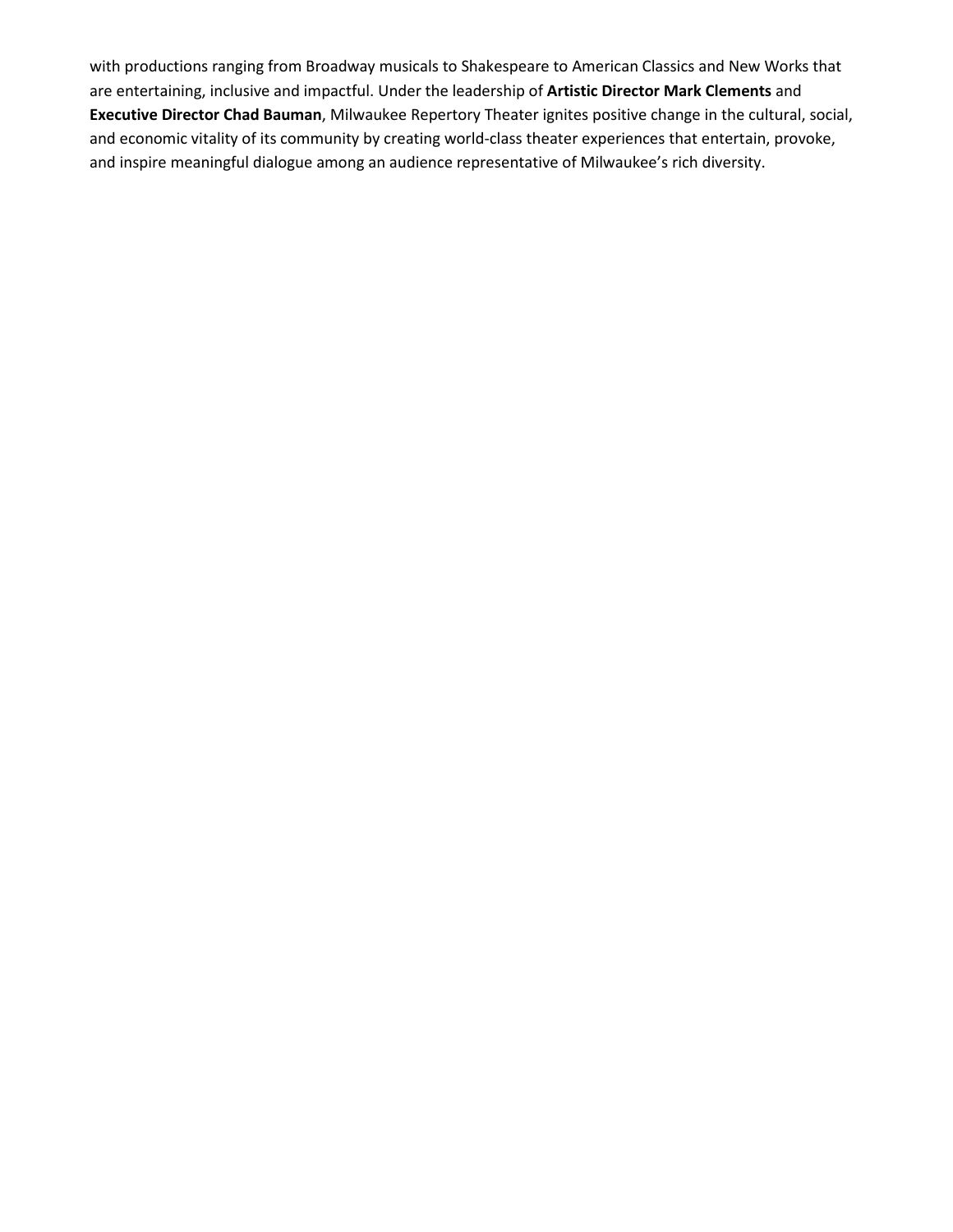with productions ranging from Broadway musicals to Shakespeare to American Classics and New Works that are entertaining, inclusive and impactful. Under the leadership of **Artistic Director Mark Clements** and **Executive Director Chad Bauman**, Milwaukee Repertory Theater ignites positive change in the cultural, social, and economic vitality of its community by creating world-class theater experiences that entertain, provoke, and inspire meaningful dialogue among an audience representative of Milwaukee's rich diversity.